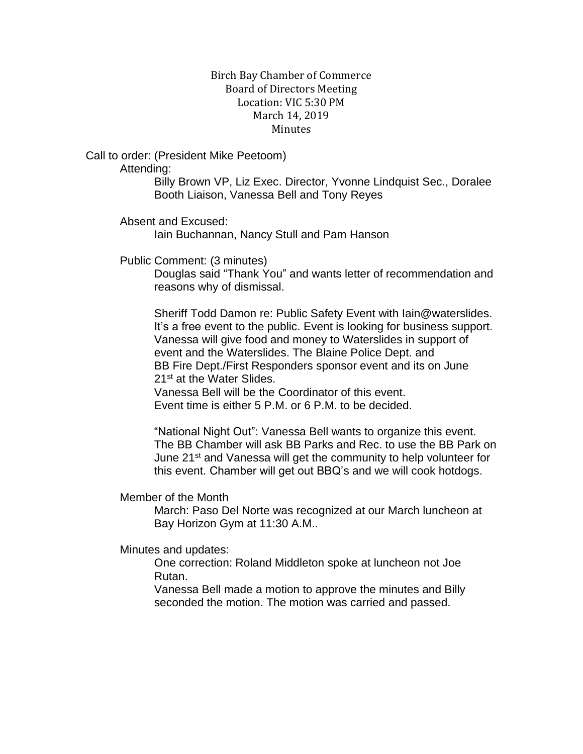# Birch Bay Chamber of Commerce
## Board of Directors Meeting
Location: VIC 5:30 PM
March 14, 2019
Minutes

Call to order: (President Mike Peetoom)

Attending:

Billy Brown VP, Liz Exec. Director, Yvonne Lindquist Sec., Doralee Booth Liaison, Vanessa Bell and Tony Reyes

Absent and Excused:

Iain Buchannan, Nancy Stull and Pam Hanson

Public Comment: (3 minutes)

Douglas said "Thank You" and wants letter of recommendation and reasons why of dismissal.

Sheriff Todd Damon re: Public Safety Event with Iain@waterslides. It's a free event to the public. Event is looking for business support. Vanessa will give food and money to Waterslides in support of event and the Waterslides. The Blaine Police Dept. and BB Fire Dept./First Responders sponsor event and its on June 21st at the Water Slides.
Vanessa Bell will be the Coordinator of this event.
Event time is either 5 P.M. or 6 P.M. to be decided.

"National Night Out": Vanessa Bell wants to organize this event. The BB Chamber will ask BB Parks and Rec. to use the BB Park on June 21st and Vanessa will get the community to help volunteer for this event. Chamber will get out BBQ's and we will cook hotdogs.

Member of the Month

March: Paso Del Norte was recognized at our March luncheon at Bay Horizon Gym at 11:30 A.M..

Minutes and updates:

One correction: Roland Middleton spoke at luncheon not Joe Rutan.
Vanessa Bell made a motion to approve the minutes and Billy seconded the motion. The motion was carried and passed.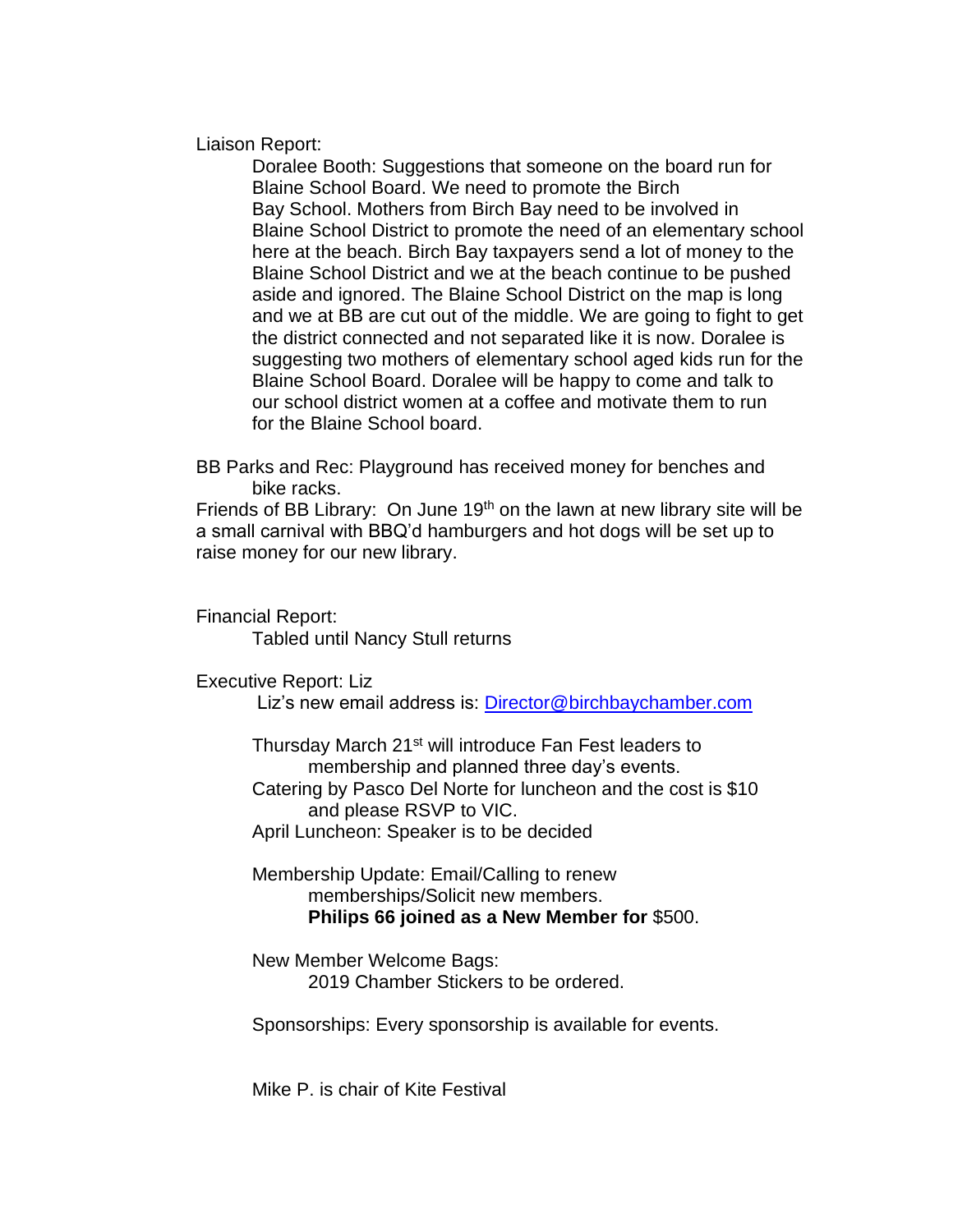Liaison Report:

Doralee Booth: Suggestions that someone on the board run for Blaine School Board. We need to promote the Birch Bay School. Mothers from Birch Bay need to be involved in Blaine School District to promote the need of an elementary school here at the beach. Birch Bay taxpayers send a lot of money to the Blaine School District and we at the beach continue to be pushed aside and ignored. The Blaine School District on the map is long and we at BB are cut out of the middle. We are going to fight to get the district connected and not separated like it is now. Doralee is suggesting two mothers of elementary school aged kids run for the Blaine School Board. Doralee will be happy to come and talk to our school district women at a coffee and motivate them to run for the Blaine School board.

BB Parks and Rec: Playground has received money for benches and bike racks.

Friends of BB Library: On June 19th on the lawn at new library site will be a small carnival with BBQ'd hamburgers and hot dogs will be set up to raise money for our new library.

Financial Report:

Tabled until Nancy Stull returns

Executive Report: Liz

Liz's new email address is: Director@birchbaychamber.com

Thursday March 21st will introduce Fan Fest leaders to membership and planned three day's events.

Catering by Pasco Del Norte for luncheon and the cost is $10 and please RSVP to VIC.

April Luncheon: Speaker is to be decided

Membership Update: Email/Calling to renew memberships/Solicit new members.

**Philips 66 joined as a New Member for** $500.

New Member Welcome Bags:

2019 Chamber Stickers to be ordered.

Sponsorships: Every sponsorship is available for events.

Mike P. is chair of Kite Festival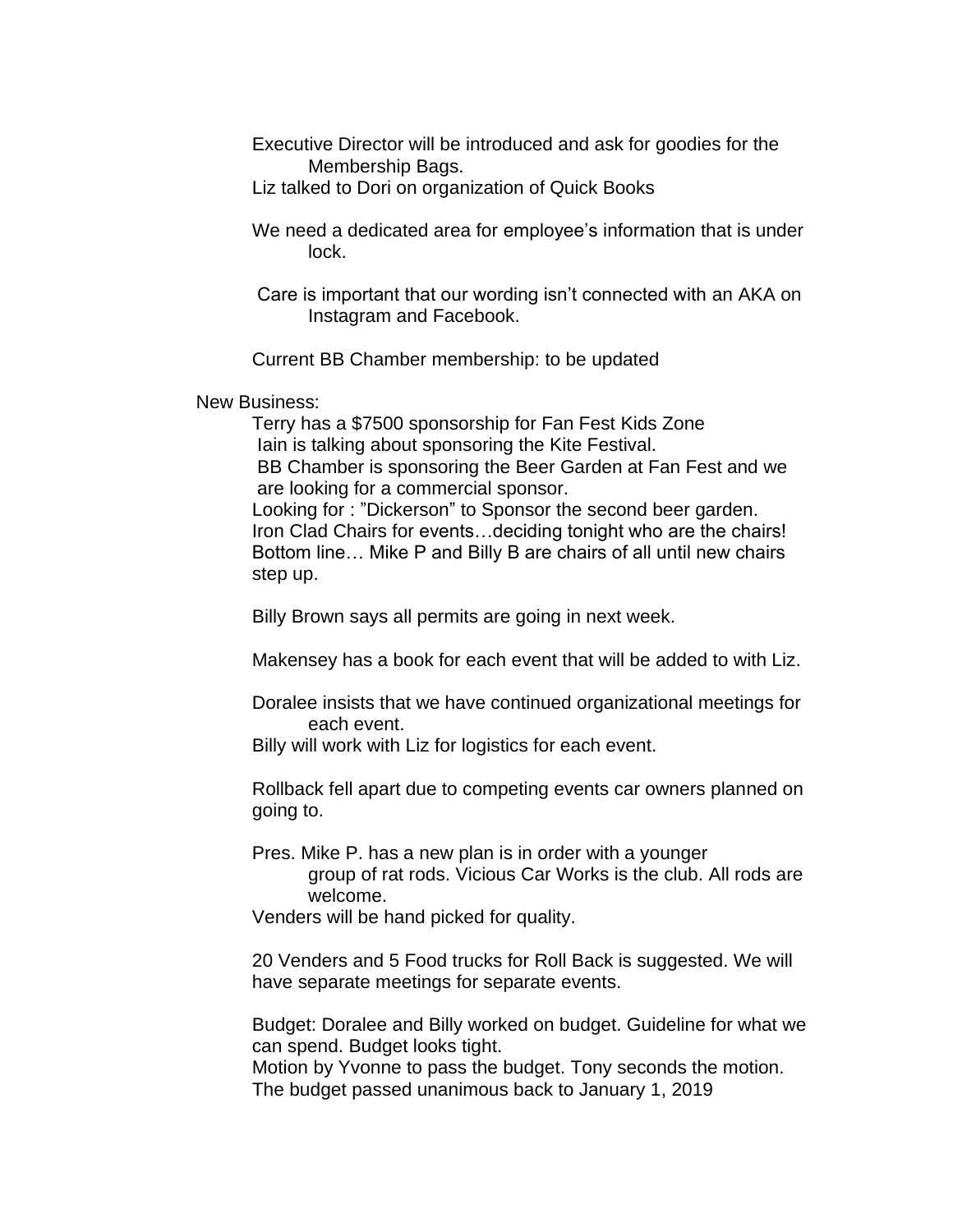Executive Director will be introduced and ask for goodies for the Membership Bags.

Liz talked to Dori on organization of Quick Books

We need a dedicated area for employee's information that is under lock.

Care is important that our wording isn't connected with an AKA on Instagram and Facebook.

Current BB Chamber membership: to be updated

New Business:

Terry has a $7500 sponsorship for Fan Fest Kids Zone
Iain is talking about sponsoring the Kite Festival.
BB Chamber is sponsoring the Beer Garden at Fan Fest and we are looking for a commercial sponsor.
Looking for : "Dickerson" to Sponsor the second beer garden.
Iron Clad Chairs for events…deciding tonight who are the chairs!
Bottom line… Mike P and Billy B are chairs of all until new chairs step up.

Billy Brown says all permits are going in next week.

Makensey has a book for each event that will be added to with Liz.

Doralee insists that we have continued organizational meetings for each event.

Billy will work with Liz for logistics for each event.

Rollback fell apart due to competing events car owners planned on going to.

Pres. Mike P. has a new plan is in order with a younger group of rat rods. Vicious Car Works is the club. All rods are welcome.

Venders will be hand picked for quality.

20 Venders and 5 Food trucks for Roll Back is suggested. We will have separate meetings for separate events.

Budget: Doralee and Billy worked on budget. Guideline for what we can spend. Budget looks tight.
Motion by Yvonne to pass the budget. Tony seconds the motion.
The budget passed unanimous back to January 1, 2019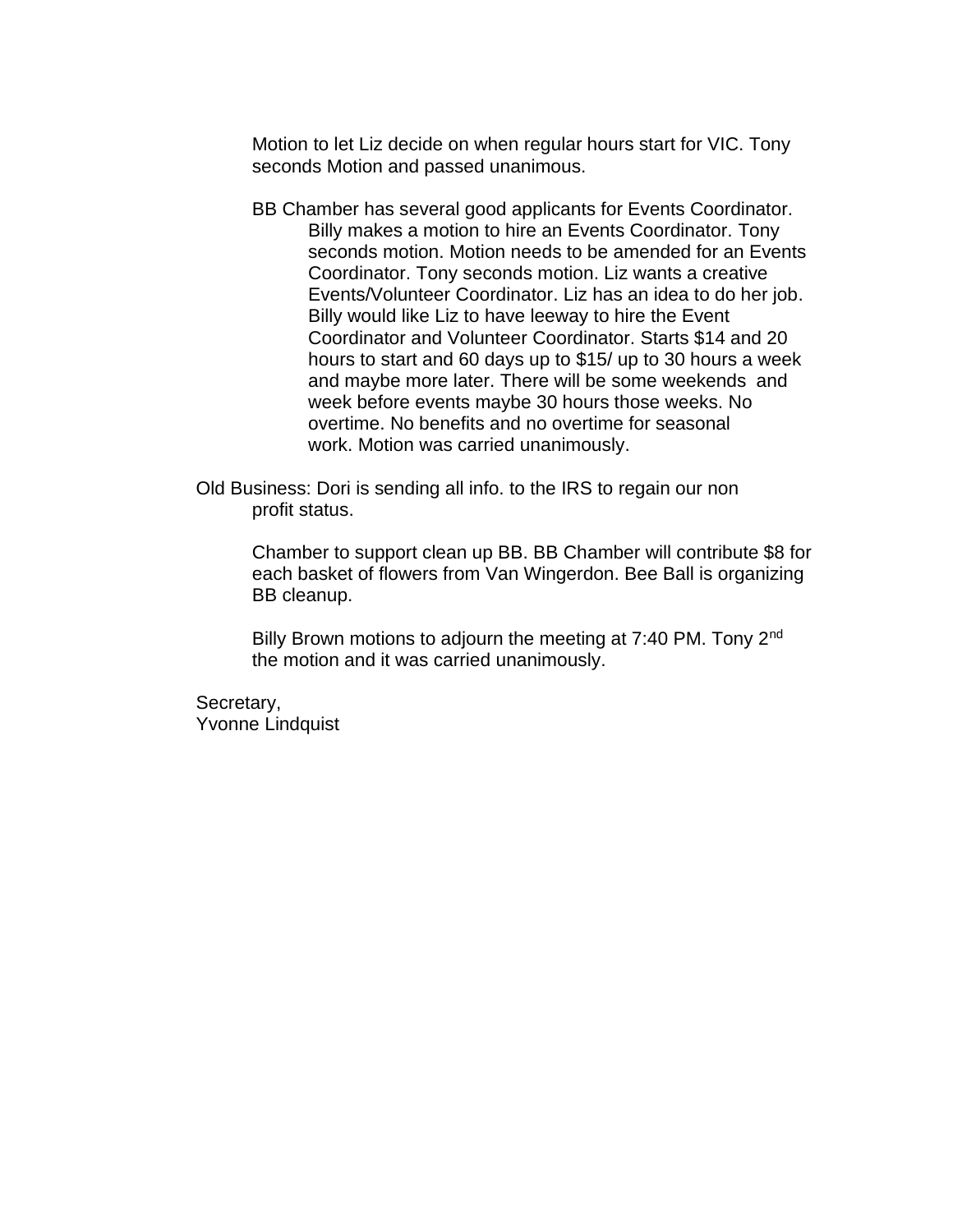Motion to let Liz decide on when regular hours start for VIC. Tony seconds Motion and passed unanimous.

BB Chamber has several good applicants for Events Coordinator. Billy makes a motion to hire an Events Coordinator. Tony seconds motion. Motion needs to be amended for an Events Coordinator. Tony seconds motion. Liz wants a creative Events/Volunteer Coordinator. Liz has an idea to do her job. Billy would like Liz to have leeway to hire the Event Coordinator and Volunteer Coordinator. Starts $14 and 20 hours to start and 60 days up to $15/ up to 30 hours a week and maybe more later. There will be some weekends and week before events maybe 30 hours those weeks. No overtime. No benefits and no overtime for seasonal work. Motion was carried unanimously.

Old Business: Dori is sending all info. to the IRS to regain our non profit status.

Chamber to support clean up BB. BB Chamber will contribute $8 for each basket of flowers from Van Wingerdon. Bee Ball is organizing BB cleanup.

Billy Brown motions to adjourn the meeting at 7:40 PM. Tony 2nd the motion and it was carried unanimously.

Secretary,
Yvonne Lindquist